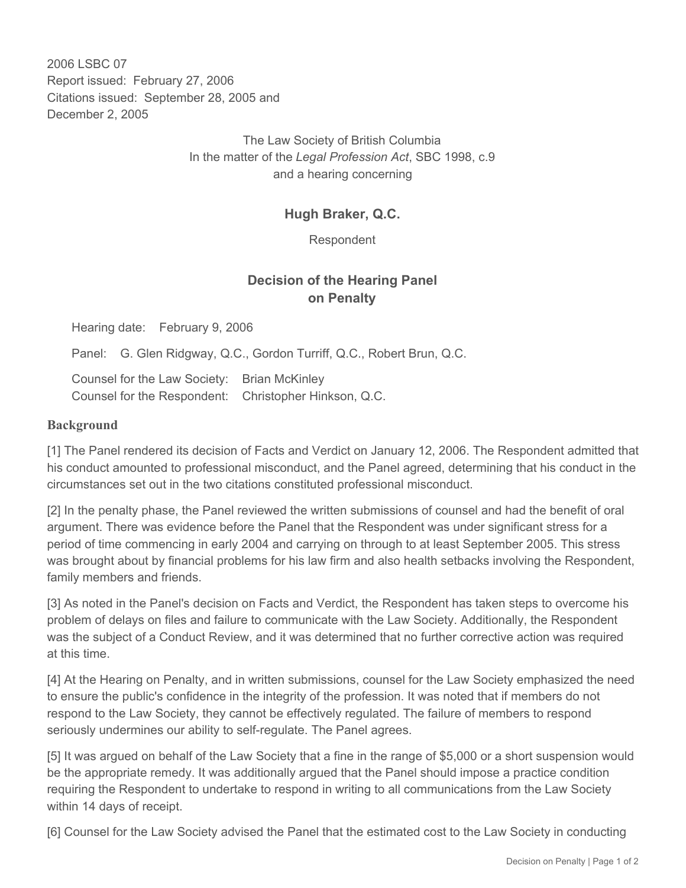2006 LSBC 07
Report issued: February 27, 2006
Citations issued: September 28, 2005 and
December 2, 2005

The Law Society of British Columbia
In the matter of the *Legal Profession Act*, SBC 1998, c.9
and a hearing concerning

**Hugh Braker, Q.C.**

Respondent

## Decision of the Hearing Panel on Penalty

Hearing date: February 9, 2006

Panel: G. Glen Ridgway, Q.C., Gordon Turriff, Q.C., Robert Brun, Q.C.

Counsel for the Law Society: Brian McKinley
Counsel for the Respondent: Christopher Hinkson, Q.C.

### Background

[1] The Panel rendered its decision of Facts and Verdict on January 12, 2006. The Respondent admitted that his conduct amounted to professional misconduct, and the Panel agreed, determining that his conduct in the circumstances set out in the two citations constituted professional misconduct.

[2] In the penalty phase, the Panel reviewed the written submissions of counsel and had the benefit of oral argument. There was evidence before the Panel that the Respondent was under significant stress for a period of time commencing in early 2004 and carrying on through to at least September 2005. This stress was brought about by financial problems for his law firm and also health setbacks involving the Respondent, family members and friends.

[3] As noted in the Panel's decision on Facts and Verdict, the Respondent has taken steps to overcome his problem of delays on files and failure to communicate with the Law Society. Additionally, the Respondent was the subject of a Conduct Review, and it was determined that no further corrective action was required at this time.

[4] At the Hearing on Penalty, and in written submissions, counsel for the Law Society emphasized the need to ensure the public's confidence in the integrity of the profession. It was noted that if members do not respond to the Law Society, they cannot be effectively regulated. The failure of members to respond seriously undermines our ability to self-regulate. The Panel agrees.

[5] It was argued on behalf of the Law Society that a fine in the range of $5,000 or a short suspension would be the appropriate remedy. It was additionally argued that the Panel should impose a practice condition requiring the Respondent to undertake to respond in writing to all communications from the Law Society within 14 days of receipt.

[6] Counsel for the Law Society advised the Panel that the estimated cost to the Law Society in conducting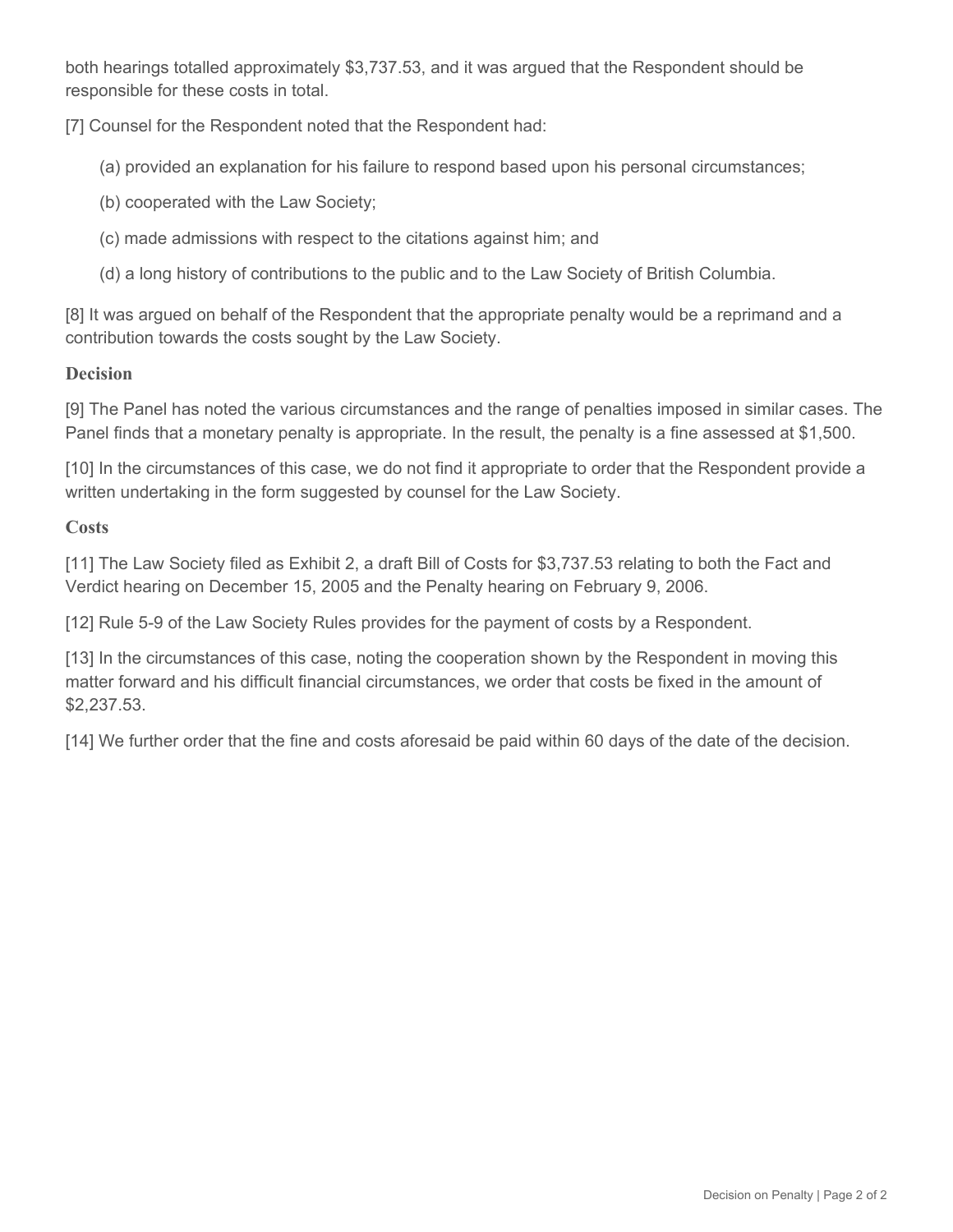both hearings totalled approximately $3,737.53, and it was argued that the Respondent should be responsible for these costs in total.

[7] Counsel for the Respondent noted that the Respondent had:

(a) provided an explanation for his failure to respond based upon his personal circumstances;

(b) cooperated with the Law Society;

(c) made admissions with respect to the citations against him; and

(d) a long history of contributions to the public and to the Law Society of British Columbia.

[8] It was argued on behalf of the Respondent that the appropriate penalty would be a reprimand and a contribution towards the costs sought by the Law Society.

### Decision

[9] The Panel has noted the various circumstances and the range of penalties imposed in similar cases. The Panel finds that a monetary penalty is appropriate. In the result, the penalty is a fine assessed at $1,500.

[10] In the circumstances of this case, we do not find it appropriate to order that the Respondent provide a written undertaking in the form suggested by counsel for the Law Society.

### Costs

[11] The Law Society filed as Exhibit 2, a draft Bill of Costs for $3,737.53 relating to both the Fact and Verdict hearing on December 15, 2005 and the Penalty hearing on February 9, 2006.

[12] Rule 5-9 of the Law Society Rules provides for the payment of costs by a Respondent.

[13] In the circumstances of this case, noting the cooperation shown by the Respondent in moving this matter forward and his difficult financial circumstances, we order that costs be fixed in the amount of $2,237.53.

[14] We further order that the fine and costs aforesaid be paid within 60 days of the date of the decision.